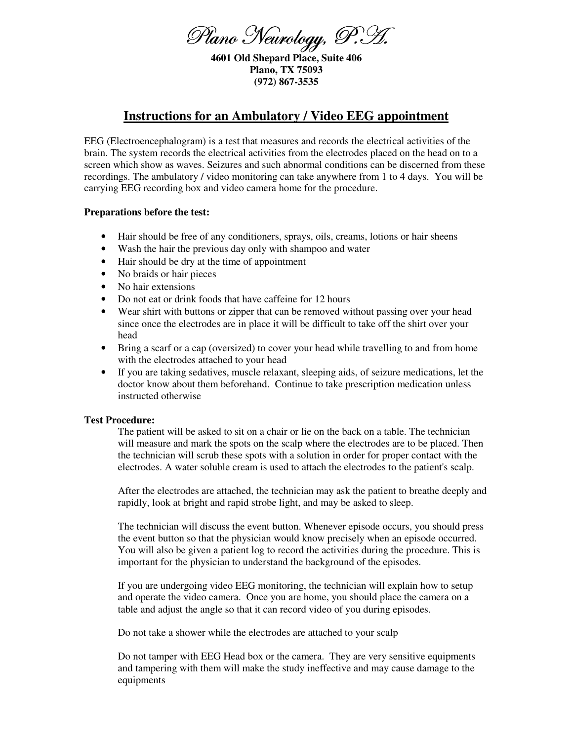# Plano Neurology, P.A.

**4601 Old Shepard Place, Suite 406**
**Plano, TX 75093**
**(972) 867-3535**

## Instructions for an Ambulatory / Video EEG appointment

EEG (Electroencephalogram) is a test that measures and records the electrical activities of the brain. The system records the electrical activities from the electrodes placed on the head on to a screen which show as waves. Seizures and such abnormal conditions can be discerned from these recordings. The ambulatory / video monitoring can take anywhere from 1 to 4 days. You will be carrying EEG recording box and video camera home for the procedure.

**Preparations before the test:**

- Hair should be free of any conditioners, sprays, oils, creams, lotions or hair sheens
- Wash the hair the previous day only with shampoo and water
- Hair should be dry at the time of appointment
- No braids or hair pieces
- No hair extensions
- Do not eat or drink foods that have caffeine for 12 hours
- Wear shirt with buttons or zipper that can be removed without passing over your head since once the electrodes are in place it will be difficult to take off the shirt over your head
- Bring a scarf or a cap (oversized) to cover your head while travelling to and from home with the electrodes attached to your head
- If you are taking sedatives, muscle relaxant, sleeping aids, of seizure medications, let the doctor know about them beforehand. Continue to take prescription medication unless instructed otherwise

**Test Procedure:**

The patient will be asked to sit on a chair or lie on the back on a table. The technician will measure and mark the spots on the scalp where the electrodes are to be placed. Then the technician will scrub these spots with a solution in order for proper contact with the electrodes. A water soluble cream is used to attach the electrodes to the patient's scalp.

After the electrodes are attached, the technician may ask the patient to breathe deeply and rapidly, look at bright and rapid strobe light, and may be asked to sleep.

The technician will discuss the event button. Whenever episode occurs, you should press the event button so that the physician would know precisely when an episode occurred. You will also be given a patient log to record the activities during the procedure. This is important for the physician to understand the background of the episodes.

If you are undergoing video EEG monitoring, the technician will explain how to setup and operate the video camera. Once you are home, you should place the camera on a table and adjust the angle so that it can record video of you during episodes.

Do not take a shower while the electrodes are attached to your scalp

Do not tamper with EEG Head box or the camera. They are very sensitive equipments and tampering with them will make the study ineffective and may cause damage to the equipments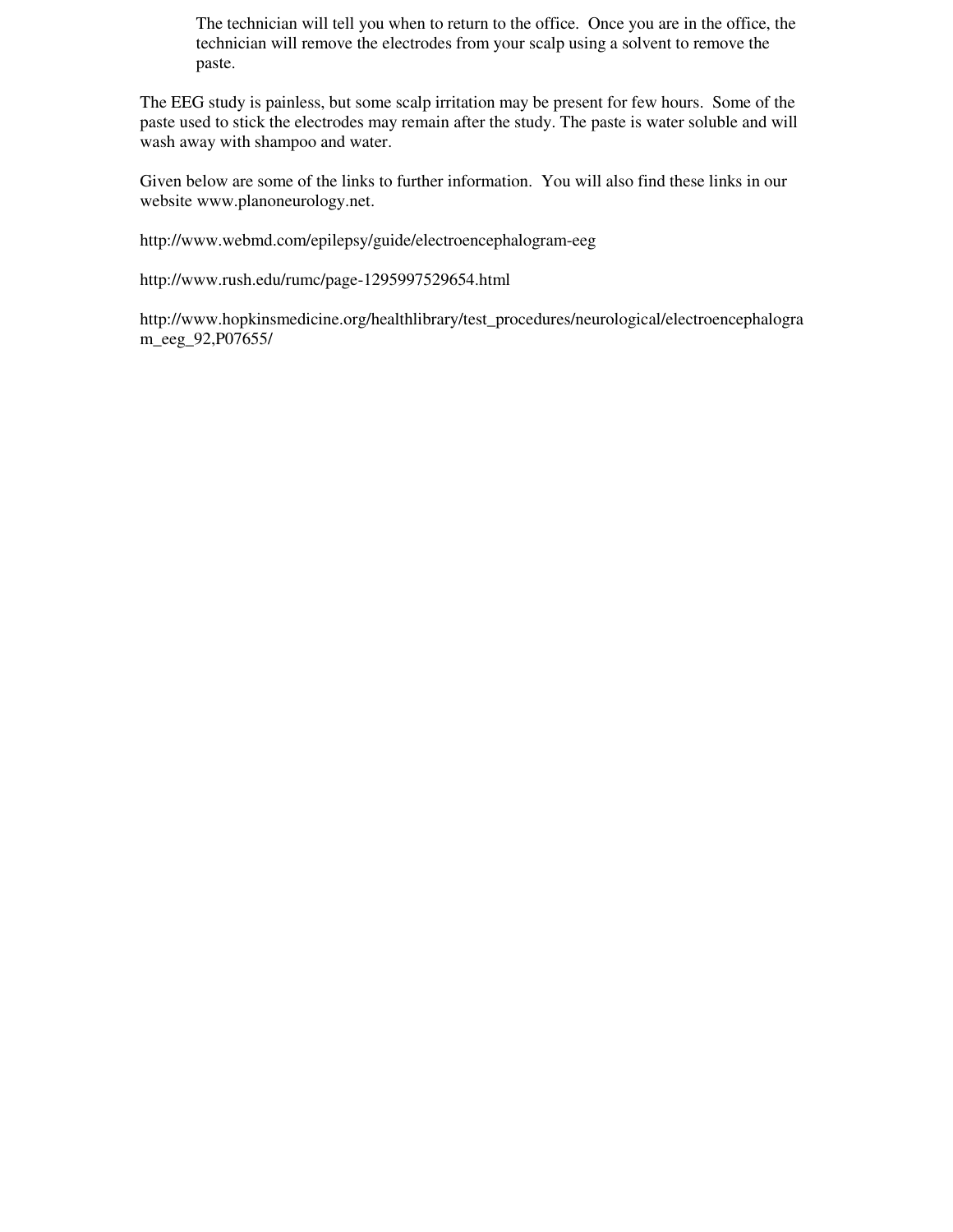The technician will tell you when to return to the office. Once you are in the office, the technician will remove the electrodes from your scalp using a solvent to remove the paste.

The EEG study is painless, but some scalp irritation may be present for few hours. Some of the paste used to stick the electrodes may remain after the study. The paste is water soluble and will wash away with shampoo and water.

Given below are some of the links to further information. You will also find these links in our website www.planoneurology.net.

http://www.webmd.com/epilepsy/guide/electroencephalogram-eeg

http://www.rush.edu/rumc/page-1295997529654.html

http://www.hopkinsmedicine.org/healthlibrary/test_procedures/neurological/electroencephalogram_eeg_92,P07655/